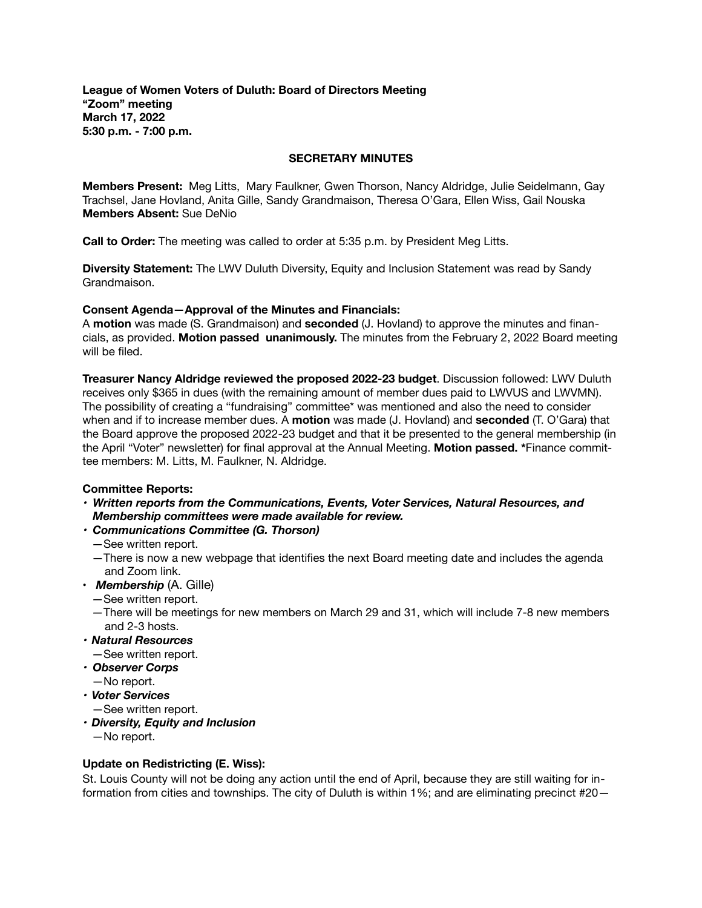**League of Women Voters of Duluth: Board of Directors Meeting**
**"Zoom" meeting**
**March 17, 2022**
**5:30 p.m. - 7:00 p.m.**

## SECRETARY MINUTES

**Members Present:** Meg Litts, Mary Faulkner, Gwen Thorson, Nancy Aldridge, Julie Seidelmann, Gay Trachsel, Jane Hovland, Anita Gille, Sandy Grandmaison, Theresa O'Gara, Ellen Wiss, Gail Nouska
**Members Absent:** Sue DeNio

**Call to Order:** The meeting was called to order at 5:35 p.m. by President Meg Litts.

**Diversity Statement:** The LWV Duluth Diversity, Equity and Inclusion Statement was read by Sandy Grandmaison.

**Consent Agenda—Approval of the Minutes and Financials:**
A **motion** was made (S. Grandmaison) and **seconded** (J. Hovland) to approve the minutes and financials, as provided. **Motion passed unanimously.** The minutes from the February 2, 2022 Board meeting will be filed.

**Treasurer Nancy Aldridge reviewed the proposed 2022-23 budget**. Discussion followed: LWV Duluth receives only $365 in dues (with the remaining amount of member dues paid to LWVUS and LWVMN). The possibility of creating a "fundraising" committee* was mentioned and also the need to consider when and if to increase member dues. A **motion** was made (J. Hovland) and **seconded** (T. O'Gara) that the Board approve the proposed 2022-23 budget and that it be presented to the general membership (in the April "Voter" newsletter) for final approval at the Annual Meeting. **Motion passed.** *Finance committee members: M. Litts, M. Faulkner, N. Aldridge.

**Committee Reports:**

- ***Written reports from the Communications, Events, Voter Services, Natural Resources, and Membership committees were made available for review.***
- ***Communications Committee (G. Thorson)***
  —See written report.
  —There is now a new webpage that identifies the next Board meeting date and includes the agenda and Zoom link.
- ***Membership*** (A. Gille)
  —See written report.
  —There will be meetings for new members on March 29 and 31, which will include 7-8 new members and 2-3 hosts.
- ***Natural Resources***
  —See written report.
- ***Observer Corps***
  —No report.
- ***Voter Services***
  —See written report.
- ***Diversity, Equity and Inclusion***
  —No report.

**Update on Redistricting (E. Wiss):**
St. Louis County will not be doing any action until the end of April, because they are still waiting for information from cities and townships. The city of Duluth is within 1%; and are eliminating precinct #20—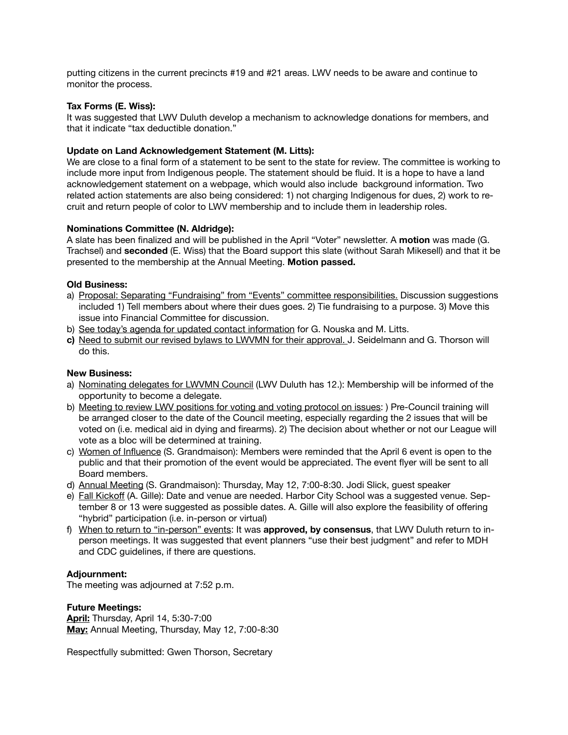putting citizens in the current precincts #19 and #21 areas. LWV needs to be aware and continue to monitor the process.

**Tax Forms (E. Wiss):**
It was suggested that LWV Duluth develop a mechanism to acknowledge donations for members, and that it indicate "tax deductible donation."

**Update on Land Acknowledgement Statement (M. Litts):**
We are close to a final form of a statement to be sent to the state for review. The committee is working to include more input from Indigenous people. The statement should be fluid. It is a hope to have a land acknowledgement statement on a webpage, which would also include background information. Two related action statements are also being considered: 1) not charging Indigenous for dues, 2) work to re-cruit and return people of color to LWV membership and to include them in leadership roles.

**Nominations Committee (N. Aldridge):**
A slate has been finalized and will be published in the April "Voter" newsletter. A **motion** was made (G. Trachsel) and **seconded** (E. Wiss) that the Board support this slate (without Sarah Mikesell) and that it be presented to the membership at the Annual Meeting. **Motion passed.**

**Old Business:**

a) Proposal: Separating "Fundraising" from "Events" committee responsibilities. Discussion suggestions included 1) Tell members about where their dues goes. 2) Tie fundraising to a purpose. 3) Move this issue into Financial Committee for discussion.
b) See today's agenda for updated contact information for G. Nouska and M. Litts.
**c)** Need to submit our revised bylaws to LWVMN for their approval. J. Seidelmann and G. Thorson will do this.

**New Business:**

a) Nominating delegates for LWVMN Council (LWV Duluth has 12.): Membership will be informed of the opportunity to become a delegate.
b) Meeting to review LWV positions for voting and voting protocol on issues: ) Pre-Council training will be arranged closer to the date of the Council meeting, especially regarding the 2 issues that will be voted on (i.e. medical aid in dying and firearms). 2) The decision about whether or not our League will vote as a bloc will be determined at training.
c) Women of Influence (S. Grandmaison): Members were reminded that the April 6 event is open to the public and that their promotion of the event would be appreciated. The event flyer will be sent to all Board members.
d) Annual Meeting (S. Grandmaison): Thursday, May 12, 7:00-8:30. Jodi Slick, guest speaker
e) Fall Kickoff (A. Gille): Date and venue are needed. Harbor City School was a suggested venue. Sep-tember 8 or 13 were suggested as possible dates. A. Gille will also explore the feasibility of offering "hybrid" participation (i.e. in-person or virtual)
f) When to return to "in-person" events: It was **approved, by consensus**, that LWV Duluth return to in-person meetings. It was suggested that event planners "use their best judgment" and refer to MDH and CDC guidelines, if there are questions.

**Adjournment:**
The meeting was adjourned at 7:52 p.m.

**Future Meetings:**
**April:** Thursday, April 14, 5:30-7:00
**May:** Annual Meeting, Thursday, May 12, 7:00-8:30

Respectfully submitted: Gwen Thorson, Secretary